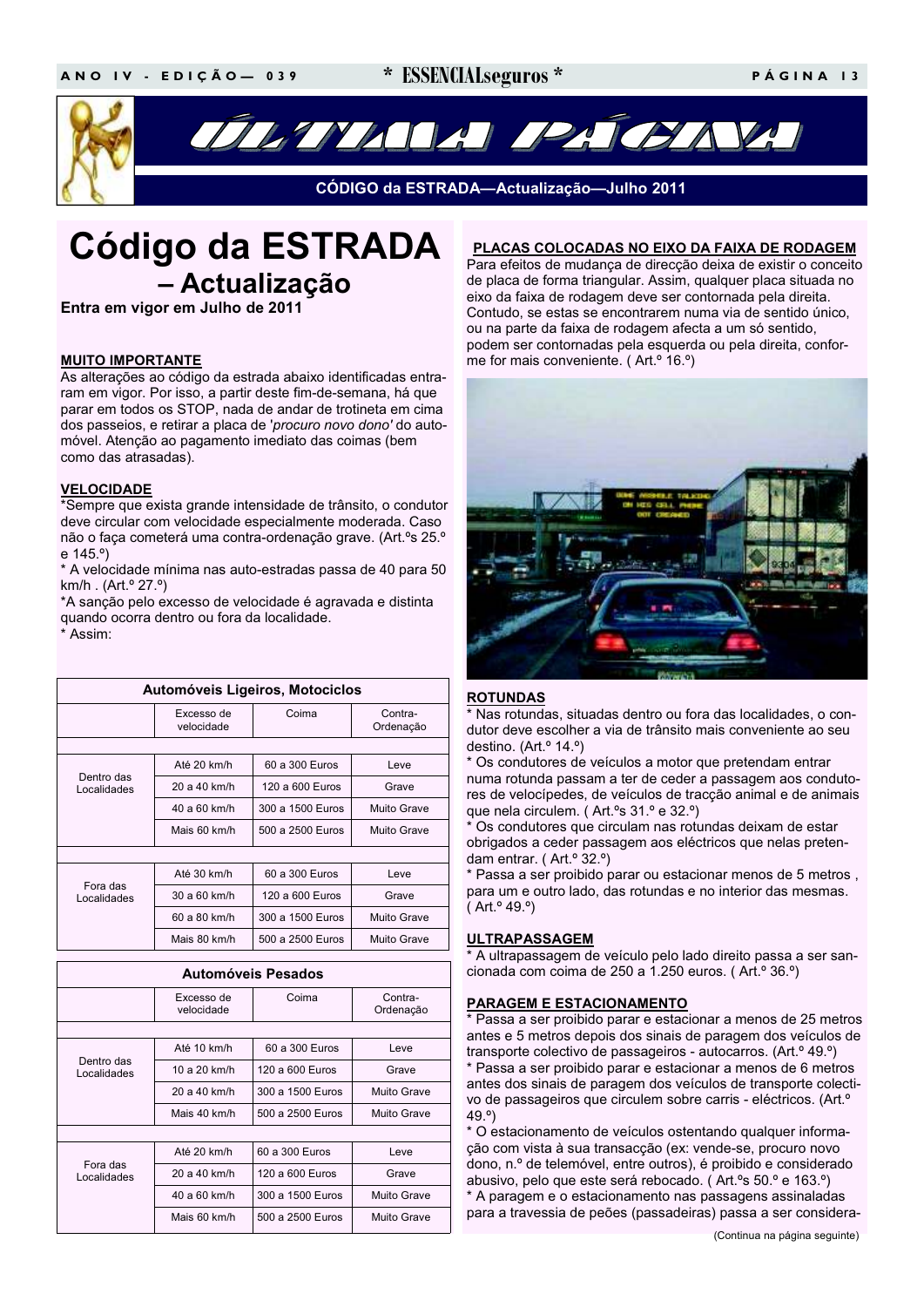# ÚLTIMA PÁGINA

**CÓDIGO da ESTRADA—Actualização—Julho 2011**

# Código da ESTRADA – Actualização

**Entra em vigor em Julho de 2011**

**MUITO IMPORTANTE**

As alterações ao código da estrada abaixo identificadas entraram em vigor. Por isso, a partir deste fim-de-semana, há que parar em todos os STOP, nada de andar de trotineta em cima dos passeios, e retirar a placa de '*procuro novo dono*' do automóvel. Atenção ao pagamento imediato das coimas (bem como das atrasadas).

**VELOCIDADE**

*Sempre que exista grande intensidade de trânsito, o condutor deve circular com velocidade especialmente moderada. Caso não o faça cometerá uma contra-ordenação grave. (Art.ºs 25.º e 145.º)

* A velocidade mínima nas auto-estradas passa de 40 para 50 km/h . (Art.º 27.º)

*A sanção pelo excesso de velocidade é agravada e distinta quando ocorra dentro ou fora da localidade.

* Assim:

**Automóveis Ligeiros, Motociclos**

| | Excesso de velocidade | Coima | Contra-Ordenação |
|---|---|---|---|
| Dentro das Localidades | Até 20 km/h | 60 a 300 Euros | Leve |
| | 20 a 40 km/h | 120 a 600 Euros | Grave |
| | 40 a 60 km/h | 300 a 1500 Euros | Muito Grave |
| | Mais 60 km/h | 500 a 2500 Euros | Muito Grave |
| Fora das Localidades | Até 30 km/h | 60 a 300 Euros | Leve |
| | 30 a 60 km/h | 120 a 600 Euros | Grave |
| | 60 a 80 km/h | 300 a 1500 Euros | Muito Grave |
| | Mais 80 km/h | 500 a 2500 Euros | Muito Grave |

**Automóveis Pesados**

| | Excesso de velocidade | Coima | Contra-Ordenação |
|---|---|---|---|
| Dentro das Localidades | Até 10 km/h | 60 a 300 Euros | Leve |
| | 10 a 20 km/h | 120 a 600 Euros | Grave |
| | 20 a 40 km/h | 300 a 1500 Euros | Muito Grave |
| | Mais 40 km/h | 500 a 2500 Euros | Muito Grave |
| Fora das Localidades | Até 20 km/h | 60 a 300 Euros | Leve |
| | 20 a 40 km/h | 120 a 600 Euros | Grave |
| | 40 a 60 km/h | 300 a 1500 Euros | Muito Grave |
| | Mais 60 km/h | 500 a 2500 Euros | Muito Grave |

**PLACAS COLOCADAS NO EIXO DA FAIXA DE RODAGEM**

Para efeitos de mudança de direcção deixa de existir o conceito de placa de forma triangular. Assim, qualquer placa situada no eixo da faixa de rodagem deve ser contornada pela direita. Contudo, se estas se encontrarem numa via de sentido único, ou na parte da faixa de rodagem afecta a um só sentido, podem ser contornadas pela esquerda ou pela direita, conforme for mais conveniente. ( Art.º 16.º)

**ROTUNDAS**

* Nas rotundas, situadas dentro ou fora das localidades, o condutor deve escolher a via de trânsito mais conveniente ao seu destino. (Art.º 14.º)

* Os condutores de veículos a motor que pretendam entrar numa rotunda passam a ter de ceder a passagem aos condutores de velocípedes, de veículos de tracção animal e de animais que nela circulem. ( Art.ºs 31.º e 32.º)

* Os condutores que circulam nas rotundas deixam de estar obrigados a ceder passagem aos eléctricos que nelas pretendam entrar. ( Art.º 32.º)

* Passa a ser proibido parar ou estacionar menos de 5 metros , para um e outro lado, das rotundas e no interior das mesmas. ( Art.º 49.º)

**ULTRAPASSAGEM**

* A ultrapassagem de veículo pelo lado direito passa a ser sancionada com coima de 250 a 1.250 euros. ( Art.º 36.º)

**PARAGEM E ESTACIONAMENTO**

* Passa a ser proibido parar e estacionar a menos de 25 metros antes e 5 metros depois dos sinais de paragem dos veículos de transporte colectivo de passageiros - autocarros. (Art.º 49.º)

* Passa a ser proibido parar e estacionar a menos de 6 metros antes dos sinais de paragem dos veículos de transporte colectivo de passageiros que circulem sobre carris - eléctricos. (Art.º 49.º)

* O estacionamento de veículos ostentando qualquer informação com vista à sua transacção (ex: vende-se, procuro novo dono, n.º de telemóvel, entre outros), é proibido e considerado abusivo, pelo que este será rebocado. ( Art.ºs 50.º e 163.º)

* A paragem e o estacionamento nas passagens assinaladas para a travessia de peões (passadeiras) passa a ser considera-

(Continua na página seguinte)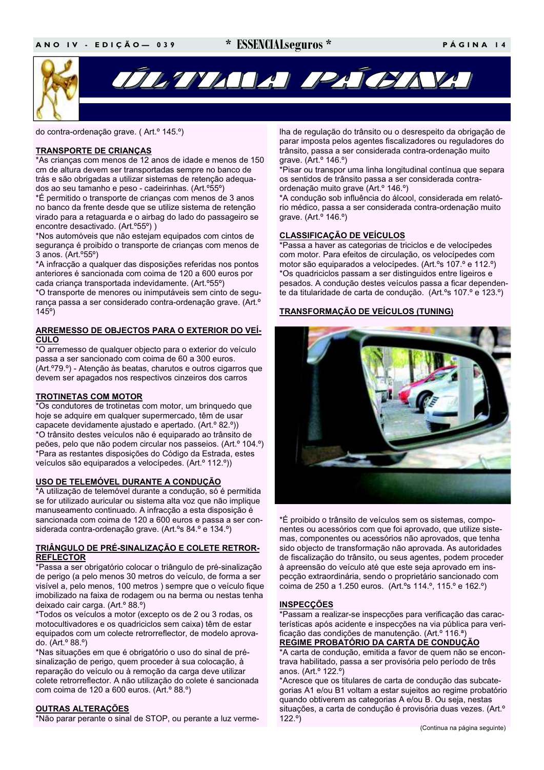# ÚLTIMA PÁGINA

do contra-ordenação grave. ( Art.º 145.º)

**TRANSPORTE DE CRIANÇAS**

*As crianças com menos de 12 anos de idade e menos de 150 cm de altura devem ser transportadas sempre no banco de trás e são obrigadas a utilizar sistemas de retenção adequados ao seu tamanho e peso - cadeirinhas. (Art.º55º)

*É permitido o transporte de crianças com menos de 3 anos no banco da frente desde que se utilize sistema de retenção virado para a retaguarda e o airbag do lado do passageiro se encontre desactivado. (Art.º55º) )

*Nos automóveis que não estejam equipados com cintos de segurança é proibido o transporte de crianças com menos de 3 anos. (Art.º55º)

*A infracção a qualquer das disposições referidas nos pontos anteriores é sancionada com coima de 120 a 600 euros por cada criança transportada indevidamente. (Art.º55º)

*O transporte de menores ou inimputáveis sem cinto de segurança passa a ser considerado contra-ordenação grave. (Art.º 145º)

**ARREMESSO DE OBJECTOS PARA O EXTERIOR DO VEÍCULO**

*O arremesso de qualquer objecto para o exterior do veículo passa a ser sancionado com coima de 60 a 300 euros. (Art.º79.º) - Atenção às beatas, charutos e outros cigarros que devem ser apagados nos respectivos cinzeiros dos carros

**TROTINETAS COM MOTOR**

*Os condutores de trotinetas com motor, um brinquedo que hoje se adquire em qualquer supermercado, têm de usar capacete devidamente ajustado e apertado. (Art.º 82.º))

*O trânsito destes veículos não é equiparado ao trânsito de peões, pelo que não podem circular nos passeios. (Art.º 104.º)

*Para as restantes disposições do Código da Estrada, estes veículos são equiparados a velocípedes. (Art.º 112.º))

**USO DE TELEMÓVEL DURANTE A CONDUÇÃO**

*A utilização de telemóvel durante a condução, só é permitida se for utilizado auricular ou sistema alta voz que não implique manuseamento continuado. A infracção a esta disposição é sancionada com coima de 120 a 600 euros e passa a ser considerada contra-ordenação grave. (Art.ºs 84.º e 134.º)

**TRIÂNGULO DE PRÉ-SINALIZAÇÃO E COLETE RETRORREFLECTOR**

*Passa a ser obrigatório colocar o triângulo de pré-sinalização de perigo (a pelo menos 30 metros do veículo, de forma a ser visível a, pelo menos, 100 metros ) sempre que o veículo fique imobilizado na faixa de rodagem ou na berma ou nestas tenha deixado cair carga. (Art.º 88.º)

*Todos os veículos a motor (excepto os de 2 ou 3 rodas, os motocultivadores e os quadriciclos sem caixa) têm de estar equipados com um colecte retrorreflector, de modelo aprovado. (Art.º 88.º)

*Nas situações em que é obrigatório o uso do sinal de pré-sinalização de perigo, quem proceder à sua colocação, à reparação do veículo ou à remoção da carga deve utilizar colete retrorreflector. A não utilização do colete é sancionada com coima de 120 a 600 euros. (Art.º 88.º)

**OUTRAS ALTERAÇÕES**

*Não parar perante o sinal de STOP, ou perante a luz vermelha de regulação do trânsito ou o desrespeito da obrigação de parar imposta pelos agentes fiscalizadores ou reguladores do trânsito, passa a ser considerada contra-ordenação muito grave. (Art.º 146.º)

*Pisar ou transpor uma linha longitudinal contínua que separa os sentidos de trânsito passa a ser considerada contra-ordenação muito grave (Art.º 146.º)

*A condução sob influência do álcool, considerada em relatório médico, passa a ser considerada contra-ordenação muito grave. (Art.º 146.º)

**CLASSIFICAÇÃO DE VEÍCULOS**

*Passa a haver as categorias de triciclos e de velocípedes com motor. Para efeitos de circulação, os velocípedes com motor são equiparados a velocípedes. (Art.ºs 107.º e 112.º)

*Os quadriciclos passam a ser distinguidos entre ligeiros e pesados. A condução destes veículos passa a ficar dependente da titularidade de carta de condução. (Art.ºs 107.º e 123.º)

**TRANSFORMAÇÃO DE VEÍCULOS (TUNING)**

*É proibido o trânsito de veículos sem os sistemas, componentes ou acessórios com que foi aprovado, que utilize sistemas, componentes ou acessórios não aprovados, que tenha sido objecto de transformação não aprovada. As autoridades de fiscalização do trânsito, ou seus agentes, podem proceder à apreensão do veículo até que este seja aprovado em inspecção extraordinária, sendo o proprietário sancionado com coima de 250 a 1.250 euros. (Art.ºs 114.º, 115.º e 162.º)

**INSPECÇÕES**

*Passam a realizar-se inspecções para verificação das características após acidente e inspecções na via pública para verificação das condições de manutenção. (Art.º 116.ª)

**REGIME PROBATÓRIO DA CARTA DE CONDUÇÃO**

*A carta de condução, emitida a favor de quem não se encontrava habilitado, passa a ser provisória pelo período de três anos. (Art.º 122.º)

*Acresce que os titulares de carta de condução das subcategorias A1 e/ou B1 voltam a estar sujeitos ao regime probatório quando obtiverem as categorias A e/ou B. Ou seja, nestas situações, a carta de condução é provisória duas vezes. (Art.º 122.º)

(Continua na página seguinte)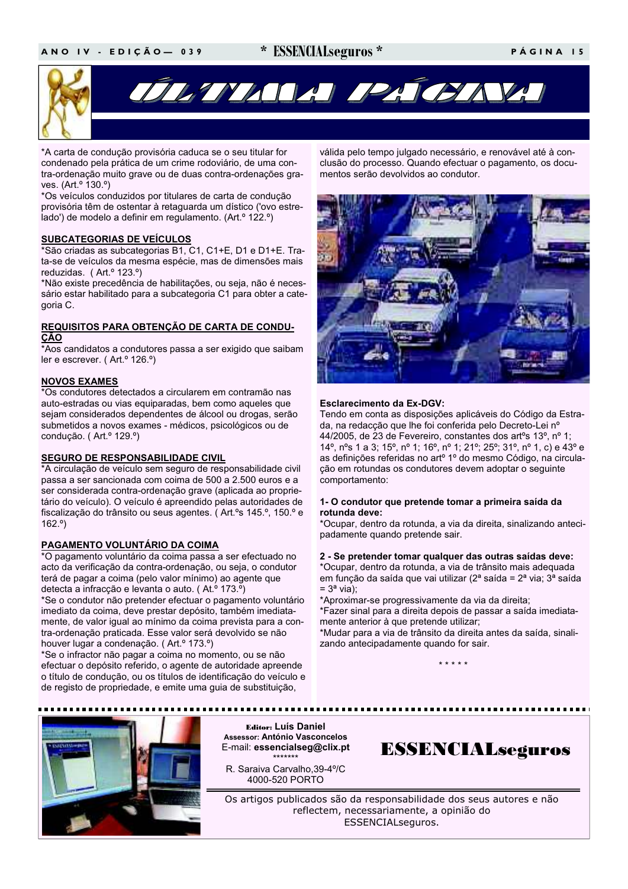# ÚLTIMA PÁGINA

*A carta de condução provisória caduca se o seu titular for condenado pela prática de um crime rodoviário, de uma contra-ordenação muito grave ou de duas contra-ordenações graves. (Art.º 130.º)

*Os veículos conduzidos por titulares de carta de condução provisória têm de ostentar à retaguarda um dístico ('ovo estrelado') de modelo a definir em regulamento. (Art.º 122.º)

**SUBCATEGORIAS DE VEÍCULOS**

*São criadas as subcategorias B1, C1, C1+E, D1 e D1+E. Trata-se de veículos da mesma espécie, mas de dimensões mais reduzidas. ( Art.º 123.º)

*Não existe precedência de habilitações, ou seja, não é necessário estar habilitado para a subcategoria C1 para obter a categoria C.

**REQUISITOS PARA OBTENÇÃO DE CARTA DE CONDUÇÃO**

*Aos candidatos a condutores passa a ser exigido que saibam ler e escrever. ( Art.º 126.º)

**NOVOS EXAMES**

*Os condutores detectados a circularem em contramão nas auto-estradas ou vias equiparadas, bem como aqueles que sejam considerados dependentes de álcool ou drogas, serão submetidos a novos exames - médicos, psicológicos ou de condução. ( Art.º 129.º)

**SEGURO DE RESPONSABILIDADE CIVIL**

*A circulação de veículo sem seguro de responsabilidade civil passa a ser sancionada com coima de 500 a 2.500 euros e a ser considerada contra-ordenação grave (aplicada ao proprietário do veículo). O veículo é apreendido pelas autoridades de fiscalização do trânsito ou seus agentes. ( Art.ºs 145.º, 150.º e 162.º)

**PAGAMENTO VOLUNTÁRIO DA COIMA**

*O pagamento voluntário da coima passa a ser efectuado no acto da verificação da contra-ordenação, ou seja, o condutor terá de pagar a coima (pelo valor mínimo) ao agente que detecta a infracção e levanta o auto. ( At.º 173.º)

*Se o condutor não pretender efectuar o pagamento voluntário imediato da coima, deve prestar depósito, também imediatamente, de valor igual ao mínimo da coima prevista para a contra-ordenação praticada. Esse valor será devolvido se não houver lugar a condenação. ( Art.º 173.º)

*Se o infractor não pagar a coima no momento, ou se não efectuar o depósito referido, o agente de autoridade apreende o título de condução, ou os títulos de identificação do veículo e de registo de propriedade, e emite uma guia de substituição, válida pelo tempo julgado necessário, e renovável até à conclusão do processo. Quando efectuar o pagamento, os documentos serão devolvidos ao condutor.

**Esclarecimento da Ex-DGV:**

Tendo em conta as disposições aplicáveis do Código da Estrada, na redacção que lhe foi conferida pelo Decreto-Lei nº 44/2005, de 23 de Fevereiro, constantes dos artºs 13º, nº 1; 14º, nºs 1 a 3; 15º, nº 1; 16º, nº 1; 21º; 25º; 31º, nº 1, c) e 43º e as definições referidas no artº 1º do mesmo Código, na circulação em rotundas os condutores devem adoptar o seguinte comportamento:

**1- O condutor que pretende tomar a primeira saída da rotunda deve:**

*Ocupar, dentro da rotunda, a via da direita, sinalizando antecipadamente quando pretende sair.

**2 - Se pretender tomar qualquer das outras saídas deve:**

*Ocupar, dentro da rotunda, a via de trânsito mais adequada em função da saída que vai utilizar (2ª saída = 2ª via; 3ª saída = 3ª via);

*Aproximar-se progressivamente da via da direita;

*Fazer sinal para a direita depois de passar a saída imediatamente anterior à que pretende utilizar;

*Mudar para a via de trânsito da direita antes da saída, sinalizando antecipadamente quando for sair.

\* \* \* \* \*

Editor: Luís Daniel
Assessor: António Vasconcelos
E-mail: **essencialseg@clix.pt**

\*\*\*\*\*\*\*

R. Saraiva Carvalho,39-4º/C
4000-520 PORTO

**ESSENCIALseguros**

Os artigos publicados são da responsabilidade dos seus autores e não reflectem, necessariamente, a opinião do ESSENCIALseguros.